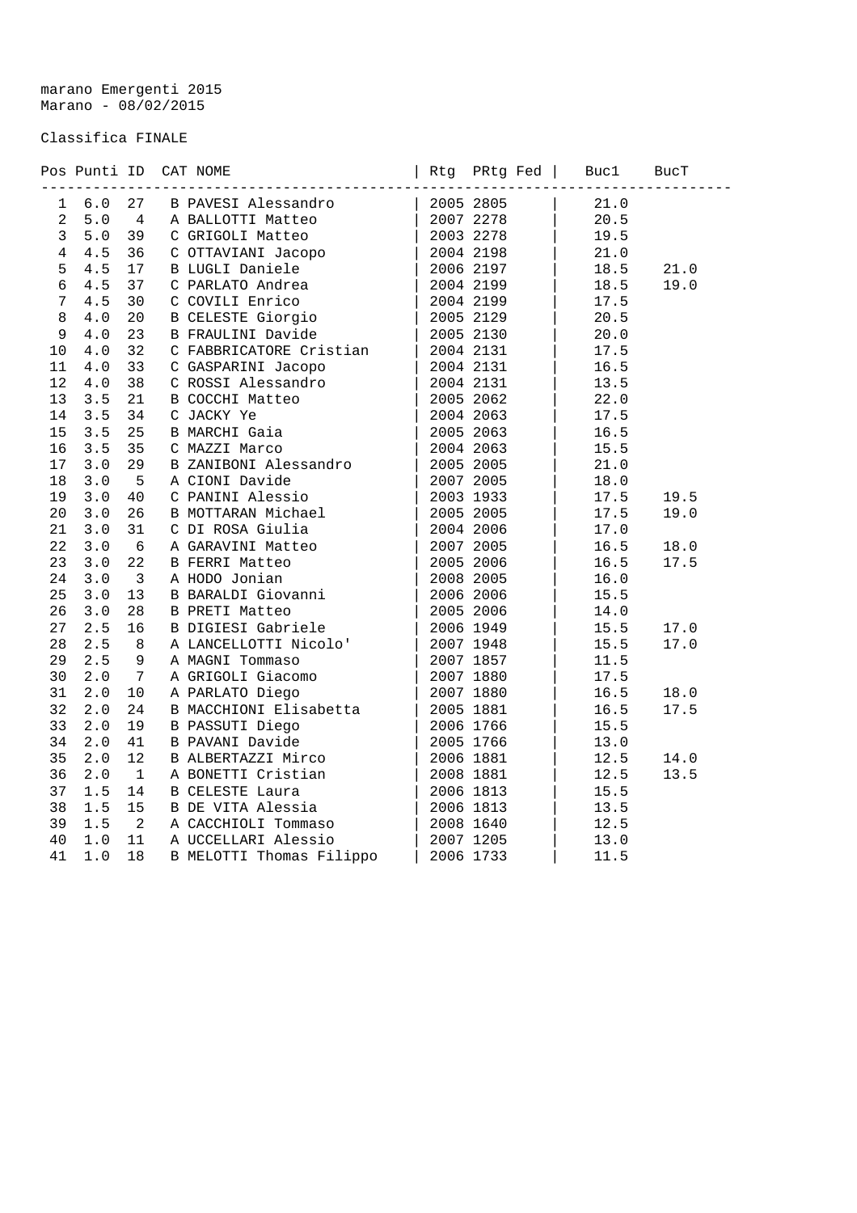marano Emergenti 2015
Marano - 08/02/2015

Classifica FINALE

| Pos | Punti | ID | CAT | NOME | Rtg | PRtg | Fed | Buc1 | BucT |
|---|---|---|---|---|---|---|---|---|---|
| 1 | 6.0 | 27 | B | PAVESI Alessandro | 2005 | 2805 | | 21.0 | |
| 2 | 5.0 | 4 | A | BALLOTTI Matteo | 2007 | 2278 | | 20.5 | |
| 3 | 5.0 | 39 | C | GRIGOLI Matteo | 2003 | 2278 | | 19.5 | |
| 4 | 4.5 | 36 | C | OTTAVIANI Jacopo | 2004 | 2198 | | 21.0 | |
| 5 | 4.5 | 17 | B | LUGLI Daniele | 2006 | 2197 | | 18.5 | 21.0 |
| 6 | 4.5 | 37 | C | PARLATO Andrea | 2004 | 2199 | | 18.5 | 19.0 |
| 7 | 4.5 | 30 | C | COVILI Enrico | 2004 | 2199 | | 17.5 | |
| 8 | 4.0 | 20 | B | CELESTE Giorgio | 2005 | 2129 | | 20.5 | |
| 9 | 4.0 | 23 | B | FRAULINI Davide | 2005 | 2130 | | 20.0 | |
| 10 | 4.0 | 32 | C | FABBRICATORE Cristian | 2004 | 2131 | | 17.5 | |
| 11 | 4.0 | 33 | C | GASPARINI Jacopo | 2004 | 2131 | | 16.5 | |
| 12 | 4.0 | 38 | C | ROSSI Alessandro | 2004 | 2131 | | 13.5 | |
| 13 | 3.5 | 21 | B | COCCHI Matteo | 2005 | 2062 | | 22.0 | |
| 14 | 3.5 | 34 | C | JACKY Ye | 2004 | 2063 | | 17.5 | |
| 15 | 3.5 | 25 | B | MARCHI Gaia | 2005 | 2063 | | 16.5 | |
| 16 | 3.5 | 35 | C | MAZZI Marco | 2004 | 2063 | | 15.5 | |
| 17 | 3.0 | 29 | B | ZANIBONI Alessandro | 2005 | 2005 | | 21.0 | |
| 18 | 3.0 | 5 | A | CIONI Davide | 2007 | 2005 | | 18.0 | |
| 19 | 3.0 | 40 | C | PANINI Alessio | 2003 | 1933 | | 17.5 | 19.5 |
| 20 | 3.0 | 26 | B | MOTTARAN Michael | 2005 | 2005 | | 17.5 | 19.0 |
| 21 | 3.0 | 31 | C | DI ROSA Giulia | 2004 | 2006 | | 17.0 | |
| 22 | 3.0 | 6 | A | GARAVINI Matteo | 2007 | 2005 | | 16.5 | 18.0 |
| 23 | 3.0 | 22 | B | FERRI Matteo | 2005 | 2006 | | 16.5 | 17.5 |
| 24 | 3.0 | 3 | A | HODO Jonian | 2008 | 2005 | | 16.0 | |
| 25 | 3.0 | 13 | B | BARALDI Giovanni | 2006 | 2006 | | 15.5 | |
| 26 | 3.0 | 28 | B | PRETI Matteo | 2005 | 2006 | | 14.0 | |
| 27 | 2.5 | 16 | B | DIGIESI Gabriele | 2006 | 1949 | | 15.5 | 17.0 |
| 28 | 2.5 | 8 | A | LANCELLOTTI Nicolo' | 2007 | 1948 | | 15.5 | 17.0 |
| 29 | 2.5 | 9 | A | MAGNI Tommaso | 2007 | 1857 | | 11.5 | |
| 30 | 2.0 | 7 | A | GRIGOLI Giacomo | 2007 | 1880 | | 17.5 | |
| 31 | 2.0 | 10 | A | PARLATO Diego | 2007 | 1880 | | 16.5 | 18.0 |
| 32 | 2.0 | 24 | B | MACCHIONI Elisabetta | 2005 | 1881 | | 16.5 | 17.5 |
| 33 | 2.0 | 19 | B | PASSUTI Diego | 2006 | 1766 | | 15.5 | |
| 34 | 2.0 | 41 | B | PAVANI Davide | 2005 | 1766 | | 13.0 | |
| 35 | 2.0 | 12 | B | ALBERTAZZI Mirco | 2006 | 1881 | | 12.5 | 14.0 |
| 36 | 2.0 | 1 | A | BONETTI Cristian | 2008 | 1881 | | 12.5 | 13.5 |
| 37 | 1.5 | 14 | B | CELESTE Laura | 2006 | 1813 | | 15.5 | |
| 38 | 1.5 | 15 | B | DE VITA Alessia | 2006 | 1813 | | 13.5 | |
| 39 | 1.5 | 2 | A | CACCHIOLI Tommaso | 2008 | 1640 | | 12.5 | |
| 40 | 1.0 | 11 | A | UCCELLARI Alessio | 2007 | 1205 | | 13.0 | |
| 41 | 1.0 | 18 | B | MELOTTI Thomas Filippo | 2006 | 1733 | | 11.5 | |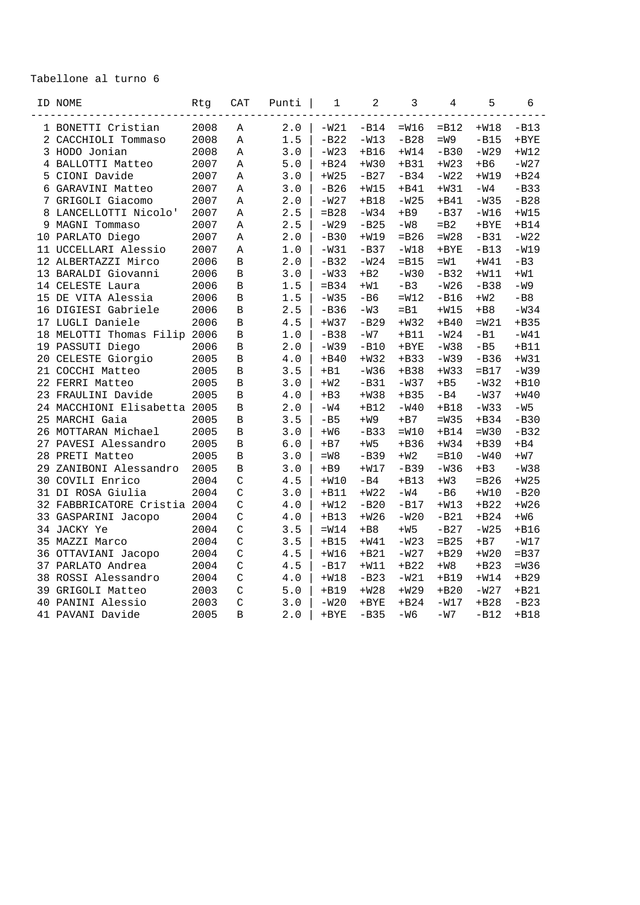Tabellone al turno 6

| ID | NOME | Rtg | CAT | Punti | 1 | 2 | 3 | 4 | 5 | 6 |
|---|---|---|---|---|---|---|---|---|---|---|
| 1 | BONETTI Cristian | 2008 | A | 2.0 | -W21 | -B14 | =W16 | =B12 | +W18 | -B13 |
| 2 | CACCHIOLI Tommaso | 2008 | A | 1.5 | -B22 | -W13 | -B28 | =W9 | -B15 | +BYE |
| 3 | HODO Jonian | 2008 | A | 3.0 | -W23 | +B16 | +W14 | -B30 | -W29 | +W12 |
| 4 | BALLOTTI Matteo | 2007 | A | 5.0 | +B24 | +W30 | +B31 | +W23 | +B6 | -W27 |
| 5 | CIONI Davide | 2007 | A | 3.0 | +W25 | -B27 | -B34 | -W22 | +W19 | +B24 |
| 6 | GARAVINI Matteo | 2007 | A | 3.0 | -B26 | +W15 | +B41 | +W31 | -W4 | -B33 |
| 7 | GRIGOLI Giacomo | 2007 | A | 2.0 | -W27 | +B18 | -W25 | +B41 | -W35 | -B28 |
| 8 | LANCELLOTTI Nicolo' | 2007 | A | 2.5 | =B28 | -W34 | +B9 | -B37 | -W16 | +W15 |
| 9 | MAGNI Tommaso | 2007 | A | 2.5 | -W29 | -B25 | -W8 | =B2 | +BYE | +B14 |
| 10 | PARLATO Diego | 2007 | A | 2.0 | -B30 | +W19 | =B26 | =W28 | -B31 | -W22 |
| 11 | UCCELLARI Alessio | 2007 | A | 1.0 | -W31 | -B37 | -W18 | +BYE | -B13 | -W19 |
| 12 | ALBERTAZZI Mirco | 2006 | B | 2.0 | -B32 | -W24 | =B15 | =W1 | +W41 | -B3 |
| 13 | BARALDI Giovanni | 2006 | B | 3.0 | -W33 | +B2 | -W30 | -B32 | +W11 | +W1 |
| 14 | CELESTE Laura | 2006 | B | 1.5 | =B34 | +W1 | -B3 | -W26 | -B38 | -W9 |
| 15 | DE VITA Alessia | 2006 | B | 1.5 | -W35 | -B6 | =W12 | -B16 | +W2 | -B8 |
| 16 | DIGIESI Gabriele | 2006 | B | 2.5 | -B36 | -W3 | =B1 | +W15 | +B8 | -W34 |
| 17 | LUGLI Daniele | 2006 | B | 4.5 | +W37 | -B29 | +W32 | +B40 | =W21 | +B35 |
| 18 | MELOTTI Thomas Filip | 2006 | B | 1.0 | -B38 | -W7 | +B11 | -W24 | -B1 | -W41 |
| 19 | PASSUTI Diego | 2006 | B | 2.0 | -W39 | -B10 | +BYE | -W38 | -B5 | +B11 |
| 20 | CELESTE Giorgio | 2005 | B | 4.0 | +B40 | +W32 | +B33 | -W39 | -B36 | +W31 |
| 21 | COCCHI Matteo | 2005 | B | 3.5 | +B1 | -W36 | +B38 | +W33 | =B17 | -W39 |
| 22 | FERRI Matteo | 2005 | B | 3.0 | +W2 | -B31 | -W37 | +B5 | -W32 | +B10 |
| 23 | FRAULINI Davide | 2005 | B | 4.0 | +B3 | +W38 | +B35 | -B4 | -W37 | +W40 |
| 24 | MACCHIONI Elisabetta | 2005 | B | 2.0 | -W4 | +B12 | -W40 | +B18 | -W33 | -W5 |
| 25 | MARCHI Gaia | 2005 | B | 3.5 | -B5 | +W9 | +B7 | =W35 | +B34 | -B30 |
| 26 | MOTTARAN Michael | 2005 | B | 3.0 | +W6 | -B33 | =W10 | +B14 | =W30 | -B32 |
| 27 | PAVESI Alessandro | 2005 | B | 6.0 | +B7 | +W5 | +B36 | +W34 | +B39 | +B4 |
| 28 | PRETI Matteo | 2005 | B | 3.0 | =W8 | -B39 | +W2 | =B10 | -W40 | +W7 |
| 29 | ZANIBONI Alessandro | 2005 | B | 3.0 | +B9 | +W17 | -B39 | -W36 | +B3 | -W38 |
| 30 | COVILI Enrico | 2004 | C | 4.5 | +W10 | -B4 | +B13 | +W3 | =B26 | +W25 |
| 31 | DI ROSA Giulia | 2004 | C | 3.0 | +B11 | +W22 | -W4 | -B6 | +W10 | -B20 |
| 32 | FABBRICATORE Cristia | 2004 | C | 4.0 | +W12 | -B20 | -B17 | +W13 | +B22 | +W26 |
| 33 | GASPARINI Jacopo | 2004 | C | 4.0 | +B13 | +W26 | -W20 | -B21 | +B24 | +W6 |
| 34 | JACKY Ye | 2004 | C | 3.5 | =W14 | +B8 | +W5 | -B27 | -W25 | +B16 |
| 35 | MAZZI Marco | 2004 | C | 3.5 | +B15 | +W41 | -W23 | =B25 | +B7 | -W17 |
| 36 | OTTAVIANI Jacopo | 2004 | C | 4.5 | +W16 | +B21 | -W27 | +B29 | +W20 | =B37 |
| 37 | PARLATO Andrea | 2004 | C | 4.5 | -B17 | +W11 | +B22 | +W8 | +B23 | =W36 |
| 38 | ROSSI Alessandro | 2004 | C | 4.0 | +W18 | -B23 | -W21 | +B19 | +W14 | +B29 |
| 39 | GRIGOLI Matteo | 2003 | C | 5.0 | +B19 | +W28 | +W29 | +B20 | -W27 | +B21 |
| 40 | PANINI Alessio | 2003 | C | 3.0 | -W20 | +BYE | +B24 | -W17 | +B28 | -B23 |
| 41 | PAVANI Davide | 2005 | B | 2.0 | +BYE | -B35 | -W6 | -W7 | -B12 | +B18 |